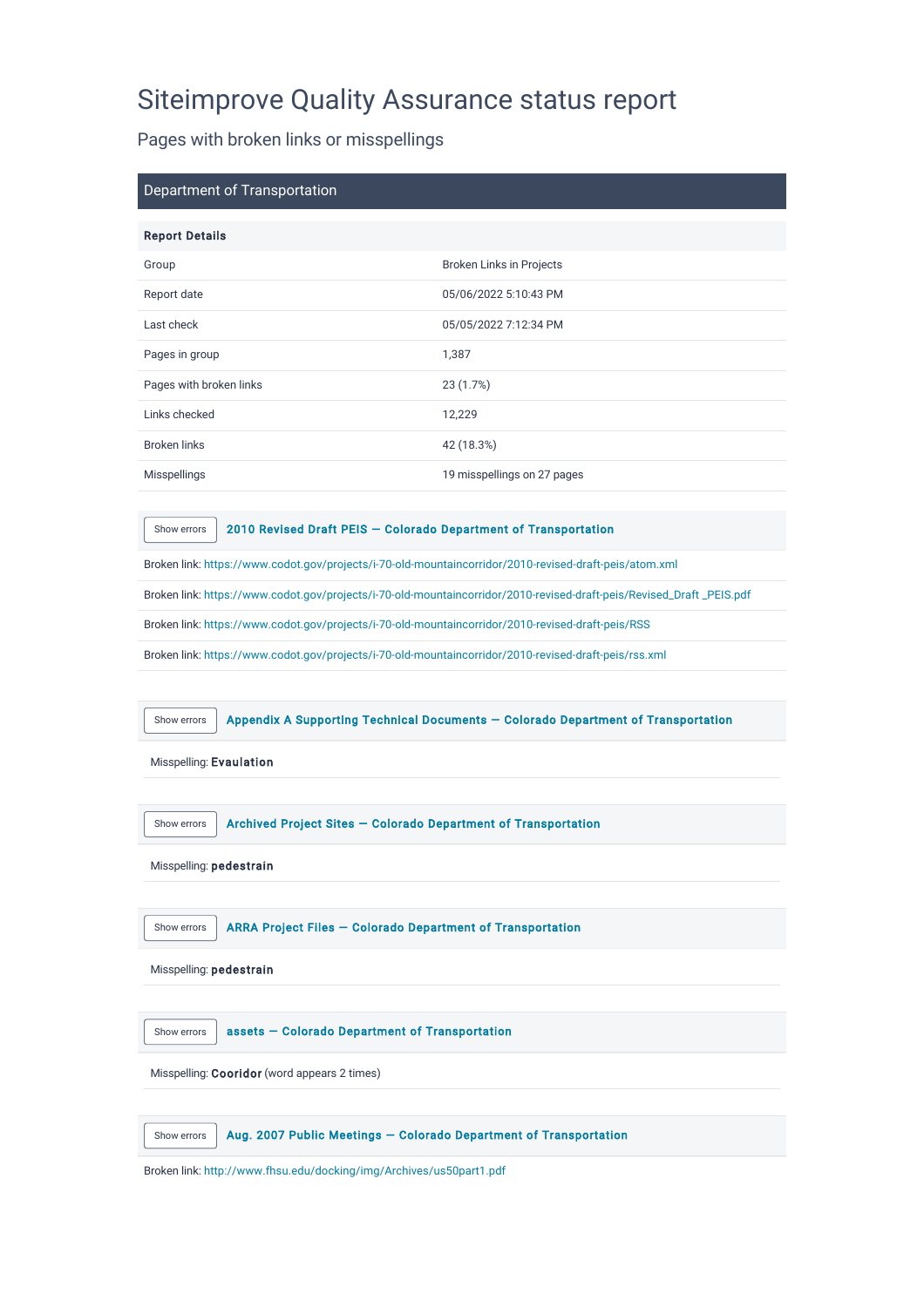# Siteimprove Quality Assurance status report

## Pages with broken links or misspellings

## Department of Transportation

| Report Details | |
|---|---|
| Group | Broken Links in Projects |
| Report date | 05/06/2022 5:10:43 PM |
| Last check | 05/05/2022 7:12:34 PM |
| Pages in group | 1,387 |
| Pages with broken links | 23 (1.7%) |
| Links checked | 12,229 |
| Broken links | 42 (18.3%) |
| Misspellings | 19 misspellings on 27 pages |

### Show errors 2010 Revised Draft PEIS — Colorado Department of Transportation

Broken link: https://www.codot.gov/projects/i-70-old-mountaincorridor/2010-revised-draft-peis/atom.xml

Broken link: https://www.codot.gov/projects/i-70-old-mountaincorridor/2010-revised-draft-peis/Revised_Draft _PEIS.pdf

Broken link: https://www.codot.gov/projects/i-70-old-mountaincorridor/2010-revised-draft-peis/RSS

Broken link: https://www.codot.gov/projects/i-70-old-mountaincorridor/2010-revised-draft-peis/rss.xml

### Show errors Appendix A Supporting Technical Documents — Colorado Department of Transportation

Misspelling: **Evaulation**

### Show errors Archived Project Sites — Colorado Department of Transportation

Misspelling: **pedestrain**

### Show errors ARRA Project Files — Colorado Department of Transportation

Misspelling: **pedestrain**

### Show errors assets — Colorado Department of Transportation

Misspelling: **Cooridor** (word appears 2 times)

### Show errors Aug. 2007 Public Meetings — Colorado Department of Transportation

Broken link: http://www.fhsu.edu/docking/img/Archives/us50part1.pdf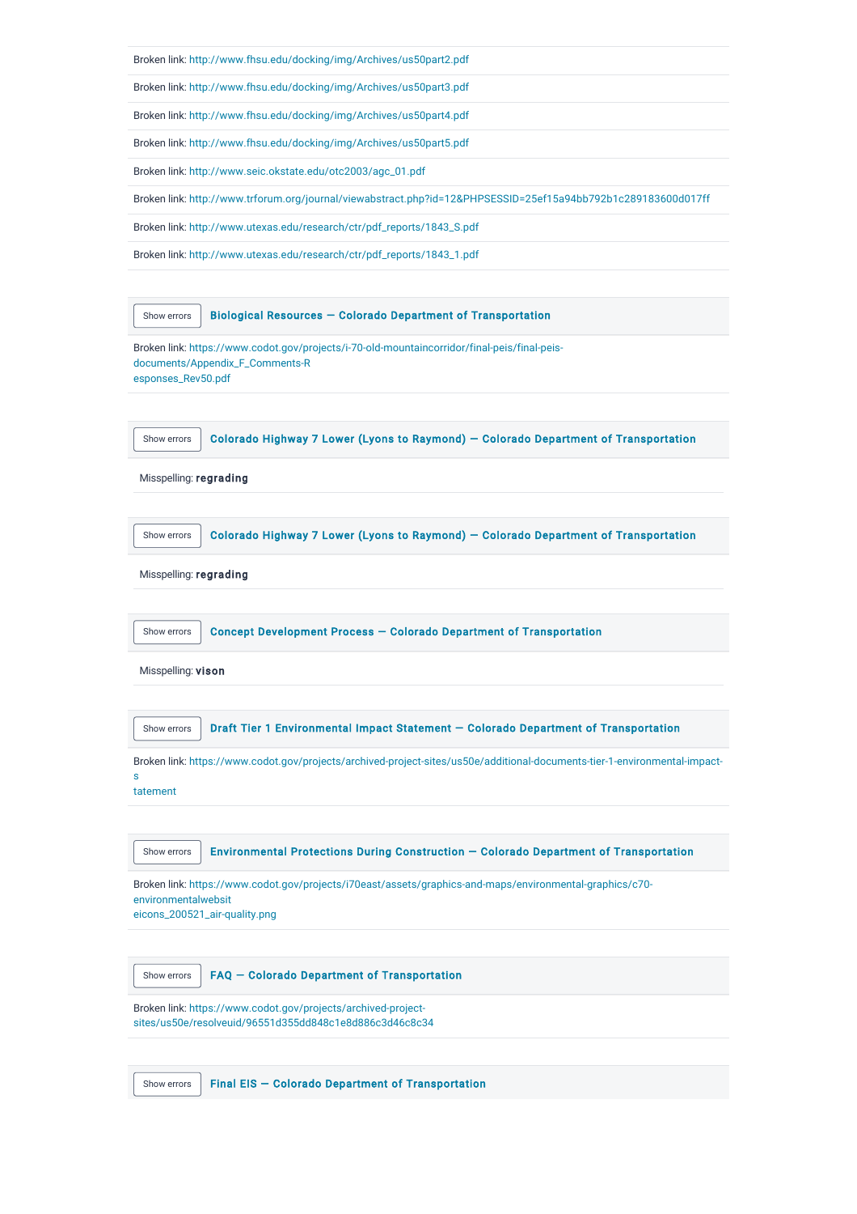Broken link: http://www.fhsu.edu/docking/img/Archives/us50part2.pdf

Broken link: http://www.fhsu.edu/docking/img/Archives/us50part3.pdf

Broken link: http://www.fhsu.edu/docking/img/Archives/us50part4.pdf

Broken link: http://www.fhsu.edu/docking/img/Archives/us50part5.pdf

Broken link: http://www.seic.okstate.edu/otc2003/agc_01.pdf

Broken link: http://www.trforum.org/journal/viewabstract.php?id=12&PHPSESSID=25ef15a94bb792b1c289183600d017ff

Broken link: http://www.utexas.edu/research/ctr/pdf_reports/1843_S.pdf

Broken link: http://www.utexas.edu/research/ctr/pdf_reports/1843_1.pdf

Show errors **Biological Resources — Colorado Department of Transportation**

Broken link: https://www.codot.gov/projects/i-70-old-mountaincorridor/final-peis/final-peis-documents/Appendix_F_Comments-Responses_Rev50.pdf

Show errors **Colorado Highway 7 Lower (Lyons to Raymond) — Colorado Department of Transportation**

Misspelling: **regrading**

Show errors **Colorado Highway 7 Lower (Lyons to Raymond) — Colorado Department of Transportation**

Misspelling: **regrading**

Show errors **Concept Development Process — Colorado Department of Transportation**

Misspelling: **vison**

Show errors **Draft Tier 1 Environmental Impact Statement — Colorado Department of Transportation**

Broken link: https://www.codot.gov/projects/archived-project-sites/us50e/additional-documents-tier-1-environmental-impact-statement

Show errors **Environmental Protections During Construction — Colorado Department of Transportation**

Broken link: https://www.codot.gov/projects/i70east/assets/graphics-and-maps/environmental-graphics/c70-environmentalwebsiteicons_200521_air-quality.png

Show errors **FAQ — Colorado Department of Transportation**

Broken link: https://www.codot.gov/projects/archived-project-sites/us50e/resolveuid/96551d355dd848c1e8d886c3d46c8c34

Show errors **Final EIS — Colorado Department of Transportation**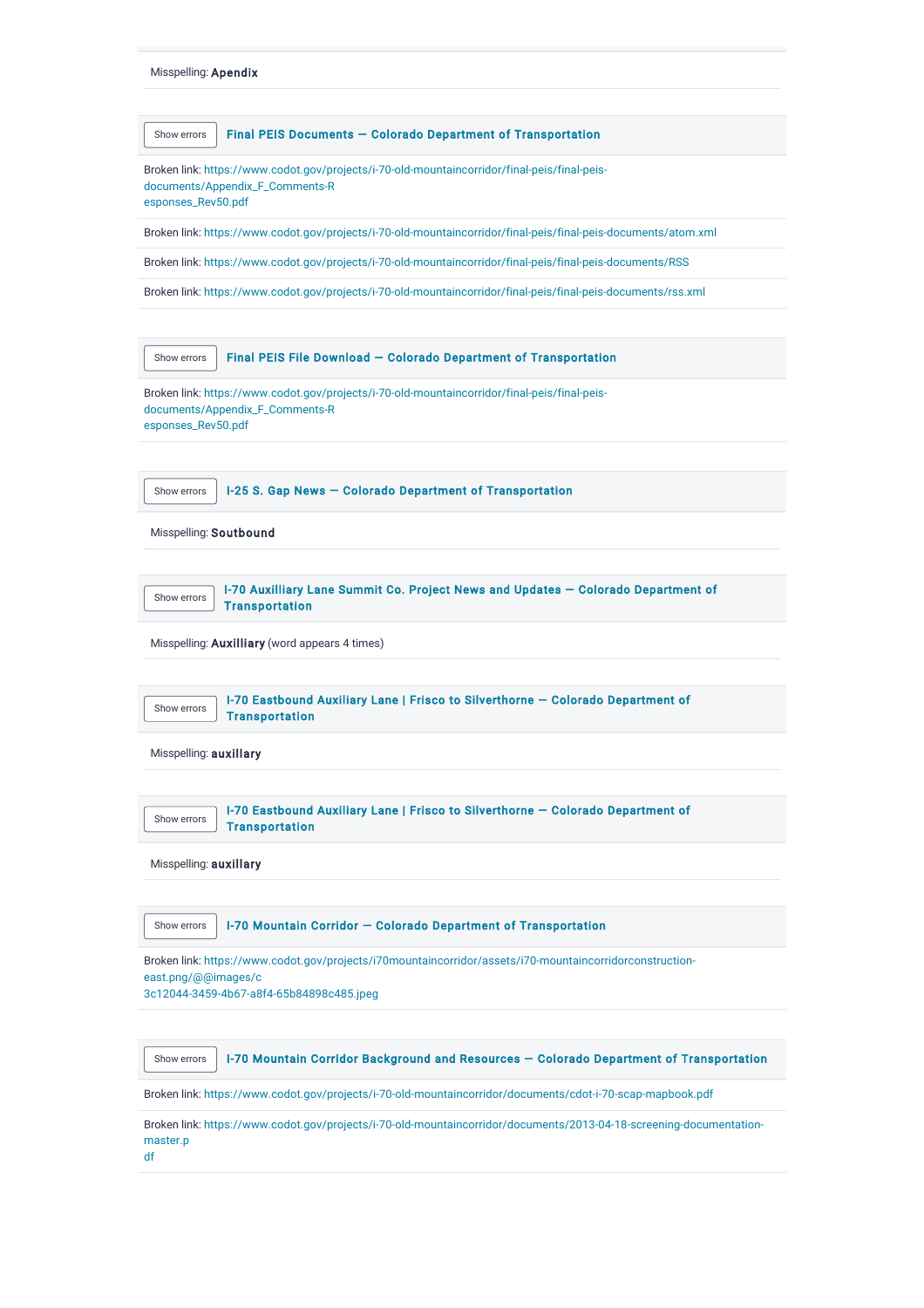Misspelling: **Apendix**

Show errors **Final PEIS Documents — Colorado Department of Transportation**

Broken link: https://www.codot.gov/projects/i-70-old-mountaincorridor/final-peis/final-peis-documents/Appendix_F_Comments-Responses_Rev50.pdf

Broken link: https://www.codot.gov/projects/i-70-old-mountaincorridor/final-peis/final-peis-documents/atom.xml

Broken link: https://www.codot.gov/projects/i-70-old-mountaincorridor/final-peis/final-peis-documents/RSS

Broken link: https://www.codot.gov/projects/i-70-old-mountaincorridor/final-peis/final-peis-documents/rss.xml

Show errors **Final PEIS File Download — Colorado Department of Transportation**

Broken link: https://www.codot.gov/projects/i-70-old-mountaincorridor/final-peis/final-peis-documents/Appendix_F_Comments-Responses_Rev50.pdf

Show errors **I-25 S. Gap News — Colorado Department of Transportation**

Misspelling: **Soutbound**

Show errors **I-70 Auxilliary Lane Summit Co. Project News and Updates — Colorado Department of Transportation**

Misspelling: **Auxilliary** (word appears 4 times)

Show errors **I-70 Eastbound Auxiliary Lane | Frisco to Silverthorne — Colorado Department of Transportation**

Misspelling: **auxillary**

Show errors **I-70 Eastbound Auxiliary Lane | Frisco to Silverthorne — Colorado Department of Transportation**

Misspelling: **auxillary**

Show errors **I-70 Mountain Corridor — Colorado Department of Transportation**

Broken link: https://www.codot.gov/projects/i70mountaincorridor/assets/i70-mountaincorridorconstruction-east.png/@@images/c3c12044-3459-4b67-a8f4-65b84898c485.jpeg

Show errors **I-70 Mountain Corridor Background and Resources — Colorado Department of Transportation**

Broken link: https://www.codot.gov/projects/i-70-old-mountaincorridor/documents/cdot-i-70-scap-mapbook.pdf

Broken link: https://www.codot.gov/projects/i-70-old-mountaincorridor/documents/2013-04-18-screening-documentation-master.pdf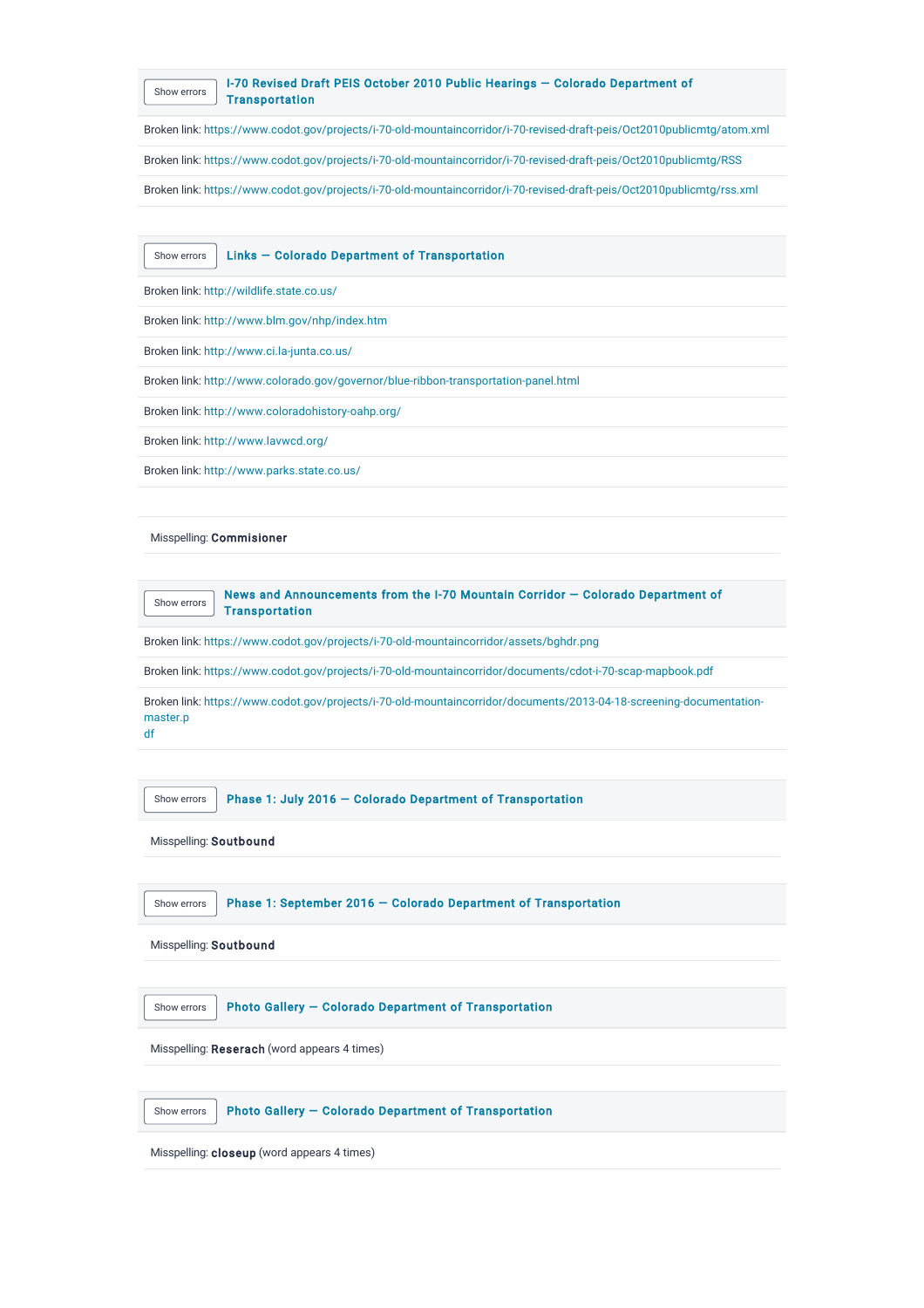Show errors **I-70 Revised Draft PEIS October 2010 Public Hearings — Colorado Department of Transportation**

Broken link: https://www.codot.gov/projects/i-70-old-mountaincorridor/i-70-revised-draft-peis/Oct2010publicmtg/atom.xml

Broken link: https://www.codot.gov/projects/i-70-old-mountaincorridor/i-70-revised-draft-peis/Oct2010publicmtg/RSS

Broken link: https://www.codot.gov/projects/i-70-old-mountaincorridor/i-70-revised-draft-peis/Oct2010publicmtg/rss.xml

Show errors **Links — Colorado Department of Transportation**

Broken link: http://wildlife.state.co.us/

Broken link: http://www.blm.gov/nhp/index.htm

Broken link: http://www.ci.la-junta.co.us/

Broken link: http://www.colorado.gov/governor/blue-ribbon-transportation-panel.html

Broken link: http://www.coloradohistory-oahp.org/

Broken link: http://www.lavwcd.org/

Broken link: http://www.parks.state.co.us/

Misspelling: **Commisioner**

Show errors **News and Announcements from the I-70 Mountain Corridor — Colorado Department of Transportation**

Broken link: https://www.codot.gov/projects/i-70-old-mountaincorridor/assets/bghdr.png

Broken link: https://www.codot.gov/projects/i-70-old-mountaincorridor/documents/cdot-i-70-scap-mapbook.pdf

Broken link: https://www.codot.gov/projects/i-70-old-mountaincorridor/documents/2013-04-18-screening-documentation-master.pdf

Show errors **Phase 1: July 2016 — Colorado Department of Transportation**

Misspelling: **Soutbound**

Show errors **Phase 1: September 2016 — Colorado Department of Transportation**

Misspelling: **Soutbound**

Show errors **Photo Gallery — Colorado Department of Transportation**

Misspelling: **Reserach** (word appears 4 times)

Show errors **Photo Gallery — Colorado Department of Transportation**

Misspelling: **closeup** (word appears 4 times)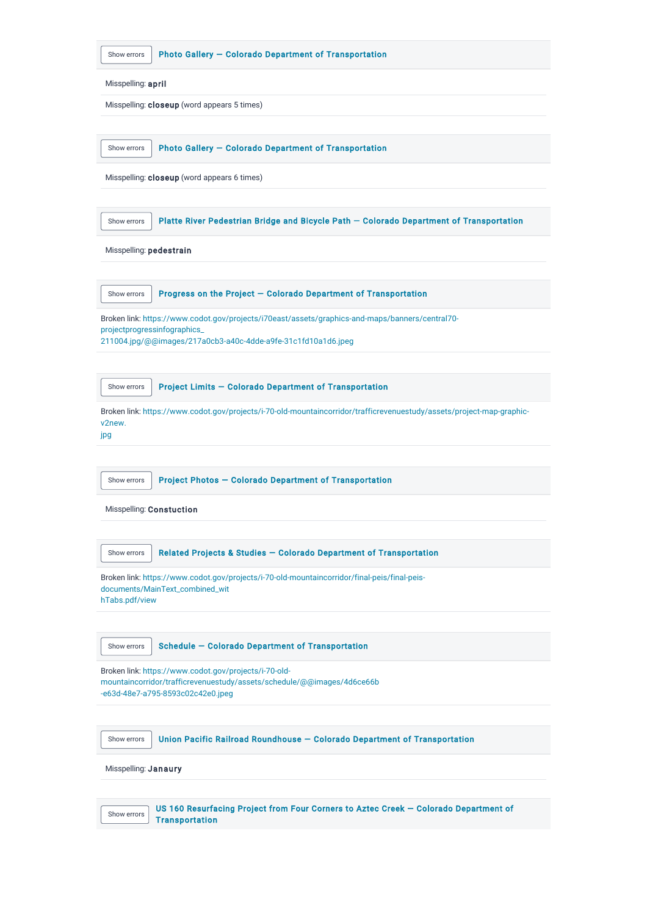Show errors **Photo Gallery — Colorado Department of Transportation**

Misspelling: **april**

Misspelling: **closeup** (word appears 5 times)

Show errors **Photo Gallery — Colorado Department of Transportation**

Misspelling: **closeup** (word appears 6 times)

Show errors **Platte River Pedestrian Bridge and Bicycle Path — Colorado Department of Transportation**

Misspelling: **pedestrain**

Show errors **Progress on the Project — Colorado Department of Transportation**

Broken link: https://www.codot.gov/projects/i70east/assets/graphics-and-maps/banners/central70-projectprogressinfographics_211004.jpg/@@images/217a0cb3-a40c-4dde-a9fe-31c1fd10a1d6.jpeg

Show errors **Project Limits — Colorado Department of Transportation**

Broken link: https://www.codot.gov/projects/i-70-old-mountaincorridor/trafficrevenuestudy/assets/project-map-graphic-v2new.jpg

Show errors **Project Photos — Colorado Department of Transportation**

Misspelling: **Constuction**

Show errors **Related Projects & Studies — Colorado Department of Transportation**

Broken link: https://www.codot.gov/projects/i-70-old-mountaincorridor/final-peis/final-peis-documents/MainText_combined_withTabs.pdf/view

Show errors **Schedule — Colorado Department of Transportation**

Broken link: https://www.codot.gov/projects/i-70-old-mountaincorridor/trafficrevenuestudy/assets/schedule/@@images/4d6ce66b-e63d-48e7-a795-8593c02c42e0.jpeg

Show errors **Union Pacific Railroad Roundhouse — Colorado Department of Transportation**

Misspelling: **Janaury**

Show errors **US 160 Resurfacing Project from Four Corners to Aztec Creek — Colorado Department of Transportation**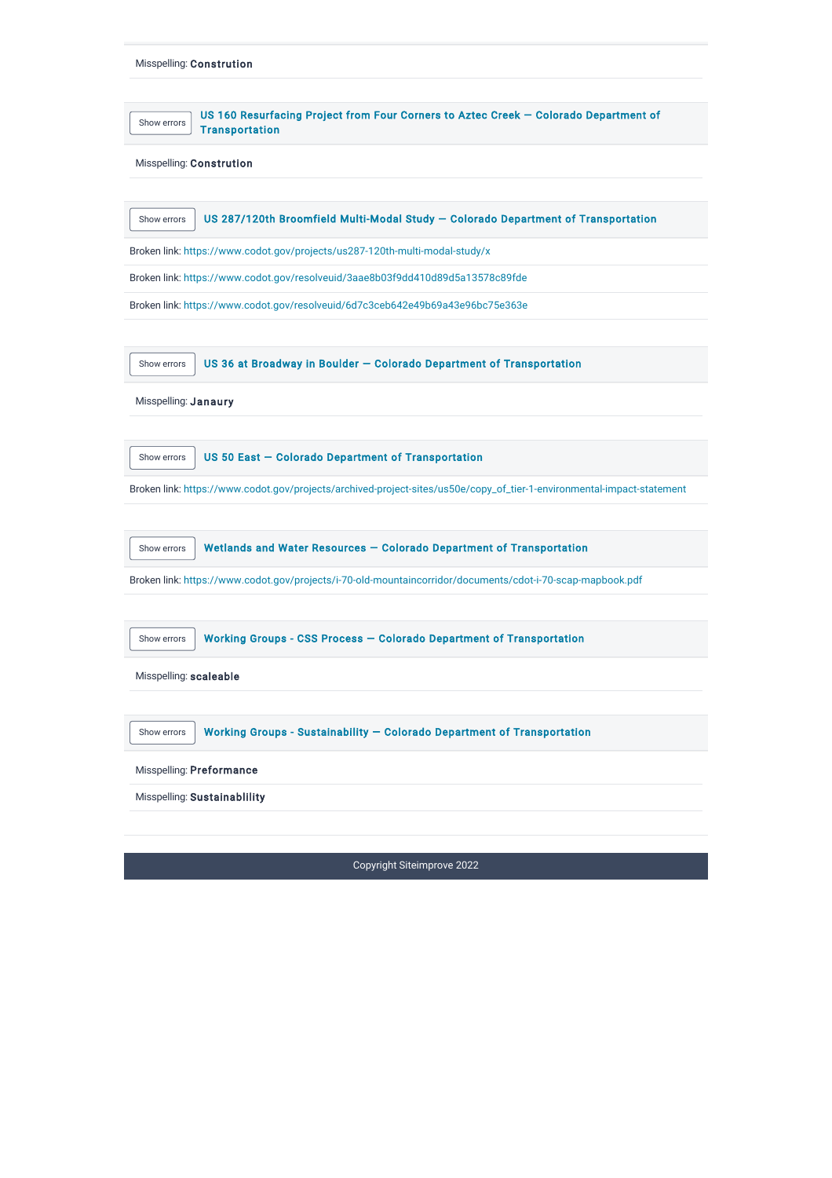Misspelling: **Constrution**

Show errors **US 160 Resurfacing Project from Four Corners to Aztec Creek — Colorado Department of Transportation**

Misspelling: **Constrution**

Show errors **US 287/120th Broomfield Multi-Modal Study — Colorado Department of Transportation**

Broken link: https://www.codot.gov/projects/us287-120th-multi-modal-study/x

Broken link: https://www.codot.gov/resolveuid/3aae8b03f9dd410d89d5a13578c89fde

Broken link: https://www.codot.gov/resolveuid/6d7c3ceb642e49b69a43e96bc75e363e

Show errors **US 36 at Broadway in Boulder — Colorado Department of Transportation**

Misspelling: **Janaury**

Show errors **US 50 East — Colorado Department of Transportation**

Broken link: https://www.codot.gov/projects/archived-project-sites/us50e/copy_of_tier-1-environmental-impact-statement

Show errors **Wetlands and Water Resources — Colorado Department of Transportation**

Broken link: https://www.codot.gov/projects/i-70-old-mountaincorridor/documents/cdot-i-70-scap-mapbook.pdf

Show errors **Working Groups - CSS Process — Colorado Department of Transportation**

Misspelling: **scaleable**

Show errors **Working Groups - Sustainability — Colorado Department of Transportation**

Misspelling: **Preformance**

Misspelling: **Sustainablility**

Copyright Siteimprove 2022